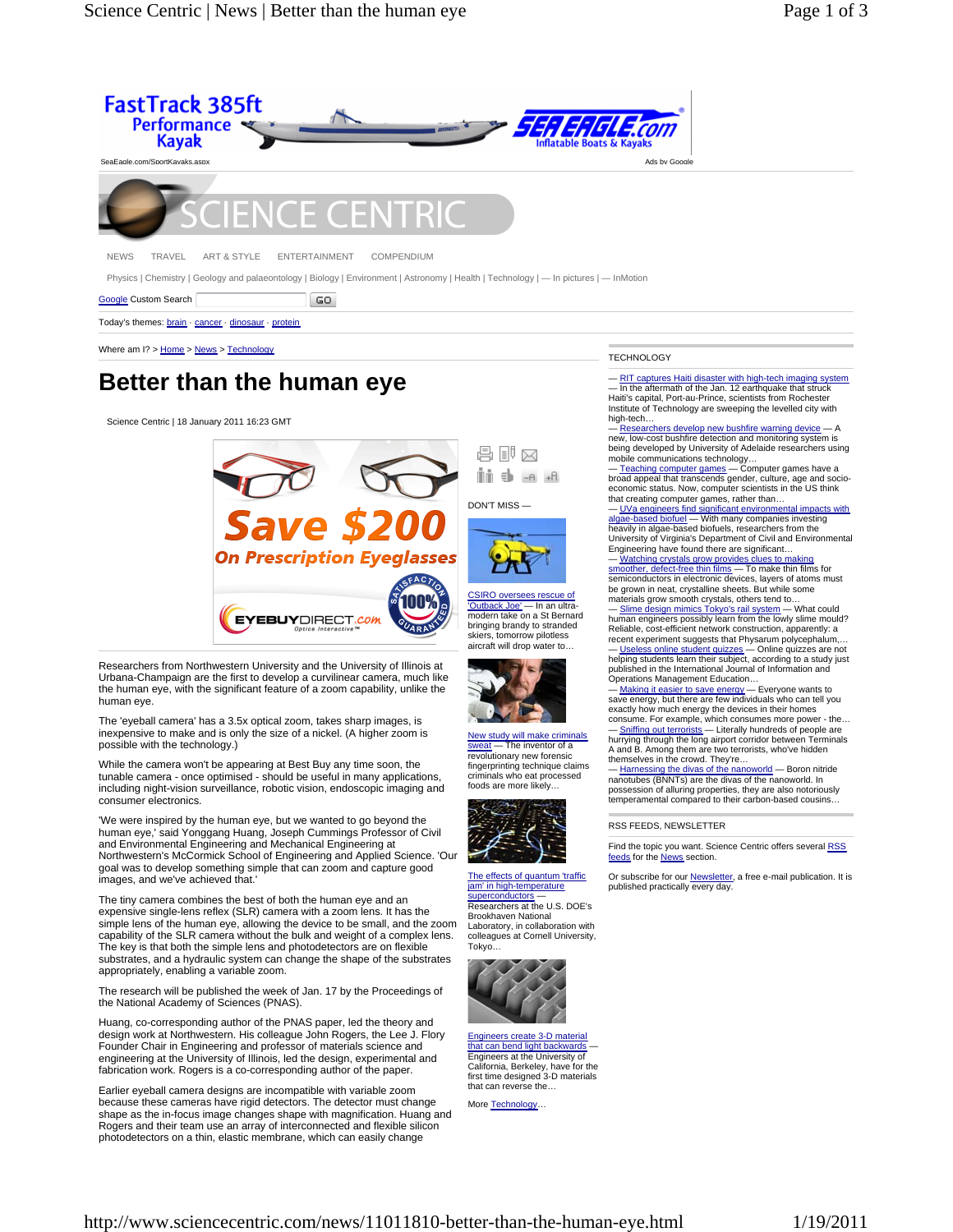NEWS TRAVEL ART & STYLE ENTERTAINMENT COMPENDIUM

Physics | Chemistry | Geology and palaeontology | Biology | Environment | Astronomy | Health | Technology | — In pictures | — InMotion

Today's themes: brain · cancer · dinosaur · protein

Where am I? > Home > News > Technology

# Better than the human eye

Science Centric | 18 January 2011 16:23 GMT

Researchers from Northwestern University and the University of Illinois at Urbana-Champaign are the first to develop a curvilinear camera, much like the human eye, with the significant feature of a zoom capability, unlike the human eye.

The 'eyeball camera' has a 3.5x optical zoom, takes sharp images, is inexpensive to make and is only the size of a nickel. (A higher zoom is possible with the technology.)

While the camera won't be appearing at Best Buy any time soon, the tunable camera - once optimised - should be useful in many applications, including night-vision surveillance, robotic vision, endoscopic imaging and consumer electronics.

'We were inspired by the human eye, but we wanted to go beyond the human eye,' said Yonggang Huang, Joseph Cummings Professor of Civil and Environmental Engineering and Mechanical Engineering at Northwestern's McCormick School of Engineering and Applied Science. 'Our goal was to develop something simple that can zoom and capture good images, and we've achieved that.'

The tiny camera combines the best of both the human eye and an expensive single-lens reflex (SLR) camera with a zoom lens. It has the simple lens of the human eye, allowing the device to be small, and the zoom capability of the SLR camera without the bulk and weight of a complex lens. The key is that both the simple lens and photodetectors are on flexible substrates, and a hydraulic system can change the shape of the substrates appropriately, enabling a variable zoom.

The research will be published the week of Jan. 17 by the Proceedings of the National Academy of Sciences (PNAS).

Huang, co-corresponding author of the PNAS paper, led the theory and design work at Northwestern. His colleague John Rogers, the Lee J. Flory Founder Chair in Engineering and professor of materials science and engineering at the University of Illinois, led the design, experimental and fabrication work. Rogers is a co-corresponding author of the paper.

Earlier eyeball camera designs are incompatible with variable zoom because these cameras have rigid detectors. The detector must change shape as the in-focus image changes shape with magnification. Huang and Rogers and their team use an array of interconnected and flexible silicon photodetectors on a thin, elastic membrane, which can easily change

DON'T MISS —

CSIRO oversees rescue of 'Outback Joe' — In an ultra-modern take on a St Bernard bringing brandy to stranded skiers, tomorrow pilotless aircraft will drop water to…

New study will make criminals sweat — The inventor of a revolutionary new forensic fingerprinting technique claims criminals who eat processed foods are more likely…

The effects of quantum 'traffic jam' in high-temperature superconductors — Researchers at the U.S. DOE's Brookhaven National Laboratory, in collaboration with colleagues at Cornell University, Tokyo…

Engineers create 3-D material that can bend light backwards — Engineers at the University of California, Berkeley, have for the first time designed 3-D materials that can reverse the…

More Technology…

TECHNOLOGY

— RIT captures Haiti disaster with high-tech imaging system — In the aftermath of the Jan. 12 earthquake that struck Haiti's capital, Port-au-Prince, scientists from Rochester Institute of Technology are sweeping the levelled city with high-tech…
— Researchers develop new bushfire warning device — A new, low-cost bushfire detection and monitoring system is being developed by University of Adelaide researchers using mobile communications technology…
— Teaching computer games — Computer games have a broad appeal that transcends gender, culture, age and socio-economic status. Now, computer scientists in the US think that creating computer games, rather than…
— UVa engineers find significant environmental impacts with algae-based biofuel — With many companies investing heavily in algae-based biofuels, researchers from the University of Virginia's Department of Civil and Environmental Engineering have found there are significant…
— Watching crystals grow provides clues to making smoother, defect-free thin films — To make thin films for semiconductors in electronic devices, layers of atoms must be grown in neat, crystalline sheets. But while some materials grow smooth crystals, others tend to…
— Slime design mimics Tokyo's rail system — What could human engineers possibly learn from the lowly slime mould? Reliable, cost-efficient network construction, apparently: a recent experiment suggests that Physarum polycephalum,…
— Useless online student quizzes — Online quizzes are not helping students learn their subject, according to a study just published in the International Journal of Information and Operations Management Education…
— Making it easier to save energy — Everyone wants to save energy, but there are few individuals who can tell you exactly how much energy the devices in their homes consume. For example, which consumes more power - the…
— Sniffing out terrorists — Literally hundreds of people are hurrying through the long airport corridor between Terminals A and B. Among them are two terrorists, who've hidden themselves in the crowd. They're…
— Harnessing the divas of the nanoworld — Boron nitride nanotubes (BNNTs) are the divas of the nanoworld. In possession of alluring properties, they are also notoriously temperamental compared to their carbon-based cousins…

RSS FEEDS, NEWSLETTER

Find the topic you want. Science Centric offers several RSS feeds for the News section.

Or subscribe for our Newsletter, a free e-mail publication. It is published practically every day.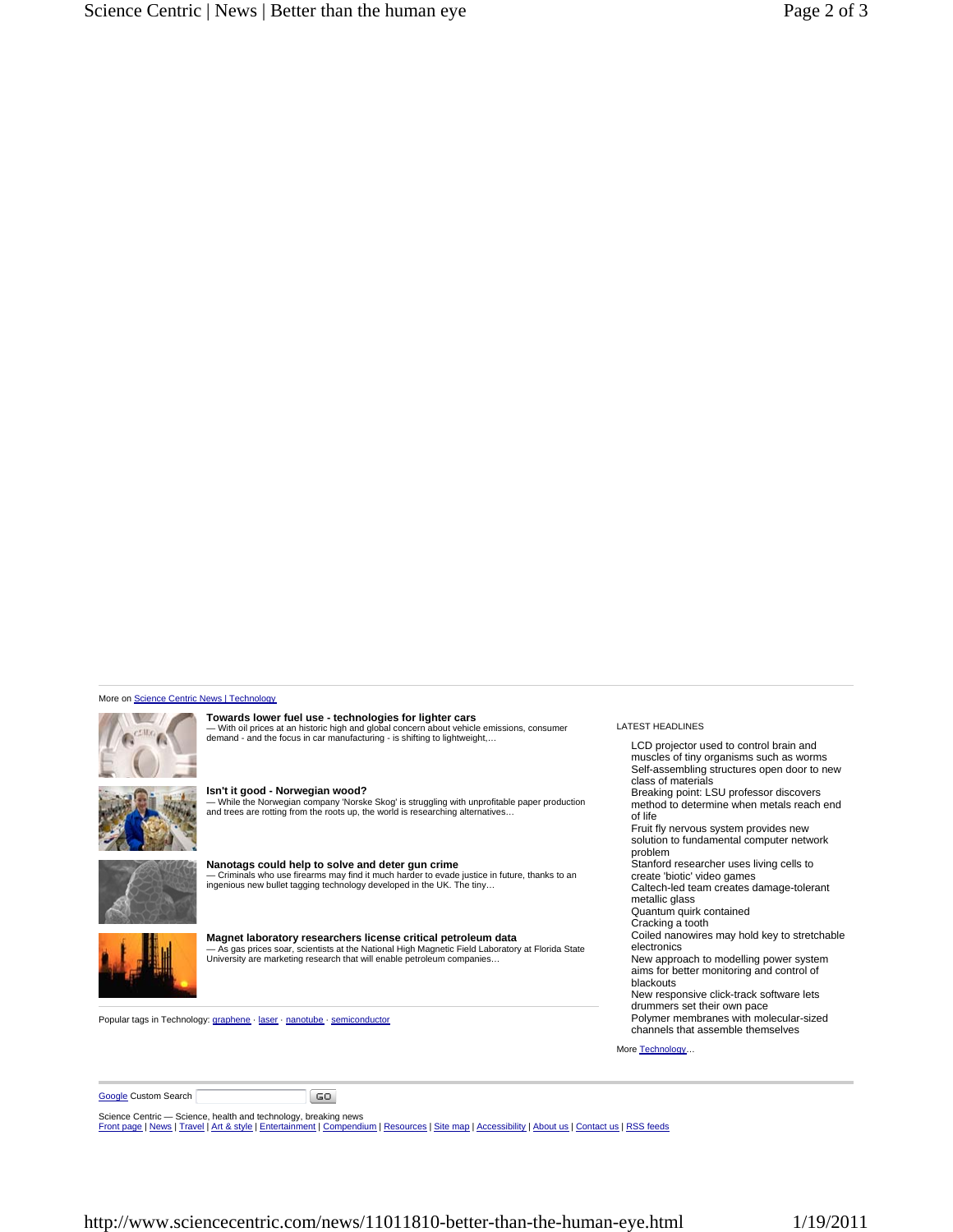More on Science Centric News | Technology

**Towards lower fuel use - technologies for lighter cars**
— With oil prices at an historic high and global concern about vehicle emissions, consumer demand - and the focus in car manufacturing - is shifting to lightweight,…

**Isn't it good - Norwegian wood?**
— While the Norwegian company 'Norske Skog' is struggling with unprofitable paper production and trees are rotting from the roots up, the world is researching alternatives…

**Nanotags could help to solve and deter gun crime**
— Criminals who use firearms may find it much harder to evade justice in future, thanks to an ingenious new bullet tagging technology developed in the UK. The tiny…

**Magnet laboratory researchers license critical petroleum data**
— As gas prices soar, scientists at the National High Magnetic Field Laboratory at Florida State University are marketing research that will enable petroleum companies…

Popular tags in Technology: graphene · laser · nanotube · semiconductor

LATEST HEADLINES

- LCD projector used to control brain and muscles of tiny organisms such as worms
- Self-assembling structures open door to new class of materials
- Breaking point: LSU professor discovers method to determine when metals reach end of life
- Fruit fly nervous system provides new solution to fundamental computer network problem
- Stanford researcher uses living cells to create 'biotic' video games
- Caltech-led team creates damage-tolerant metallic glass
- Quantum quirk contained
- Cracking a tooth
- Coiled nanowires may hold key to stretchable electronics
- New approach to modelling power system aims for better monitoring and control of blackouts
- New responsive click-track software lets drummers set their own pace
- Polymer membranes with molecular-sized channels that assemble themselves

More Technology…

Google Custom Search GO

Science Centric — Science, health and technology, breaking news
Front page | News | Travel | Art & style | Entertainment | Compendium | Resources | Site map | Accessibility | About us | Contact us | RSS feeds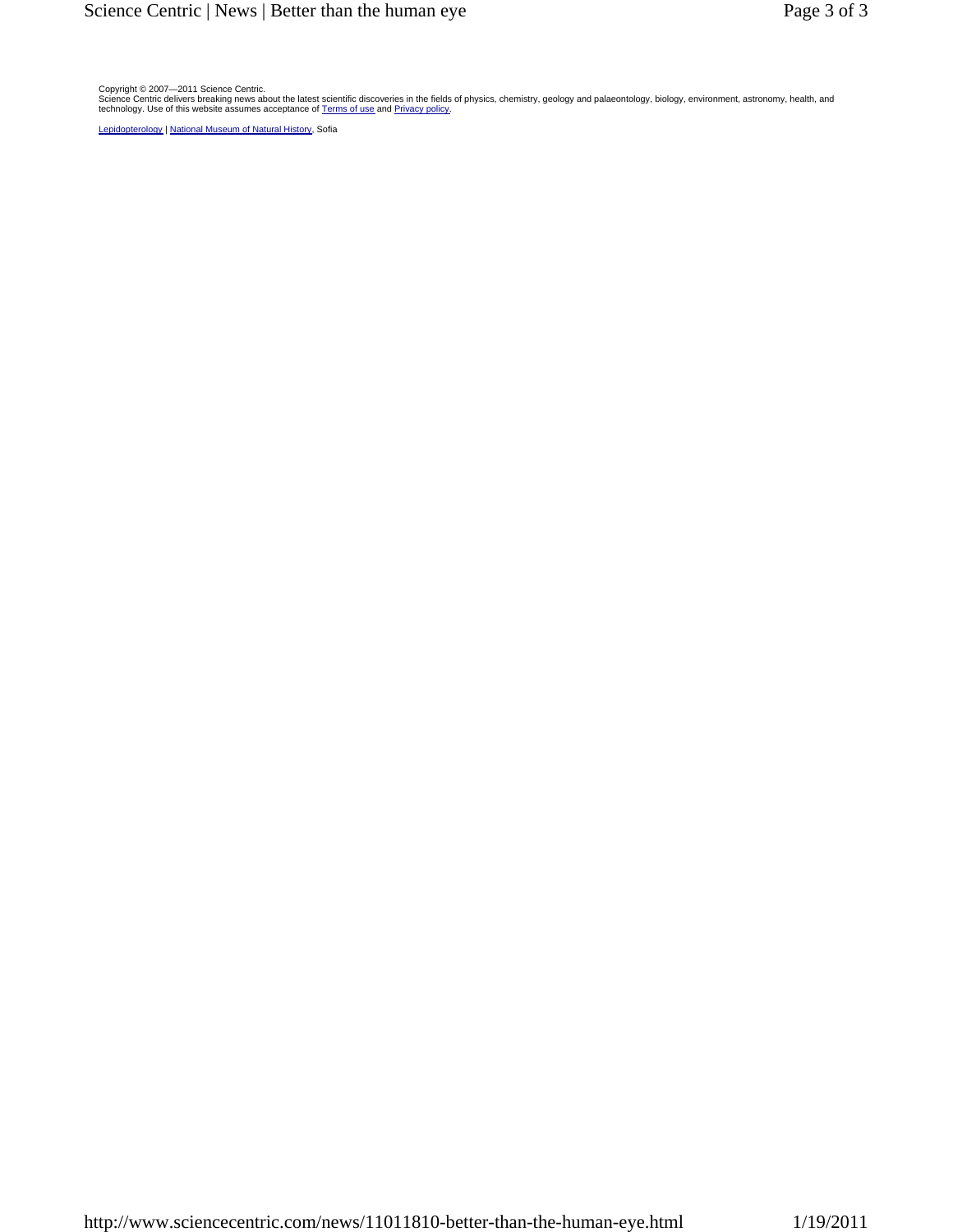Copyright © 2007—2011 Science Centric.
Science Centric delivers breaking news about the latest scientific discoveries in the fields of physics, chemistry, geology and palaeontology, biology, environment, astronomy, health, and technology. Use of this website assumes acceptance of Terms of use and Privacy policy.

Lepidopterology | National Museum of Natural History, Sofia